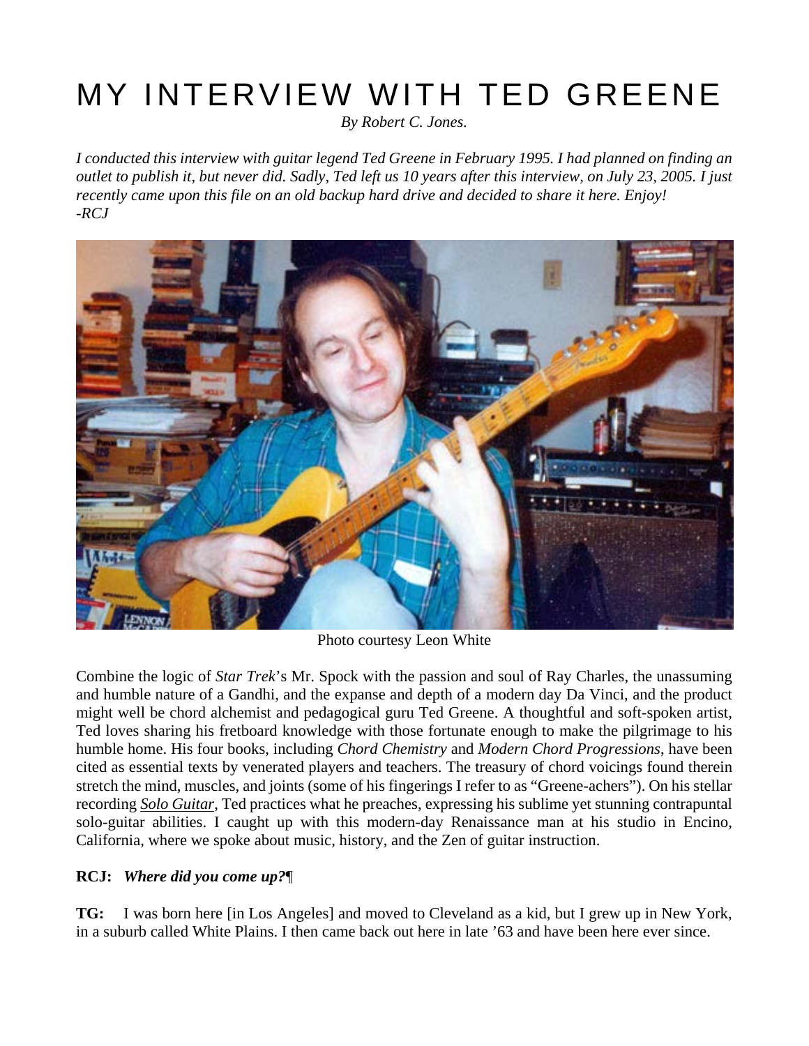# MY INTERVIEW WITH TED GREENE

*By Robert C. Jones.*

*I conducted this interview with guitar legend Ted Greene in February 1995. I had planned on finding an outlet to publish it, but never did. Sadly, Ted left us 10 years after this interview, on July 23, 2005. I just recently came upon this file on an old backup hard drive and decided to share it here. Enjoy!*
*-RCJ*

Photo courtesy Leon White

Combine the logic of *Star Trek*'s Mr. Spock with the passion and soul of Ray Charles, the unassuming and humble nature of a Gandhi, and the expanse and depth of a modern day Da Vinci, and the product might well be chord alchemist and pedagogical guru Ted Greene. A thoughtful and soft-spoken artist, Ted loves sharing his fretboard knowledge with those fortunate enough to make the pilgrimage to his humble home. His four books, including *Chord Chemistry* and *Modern Chord Progressions*, have been cited as essential texts by venerated players and teachers. The treasury of chord voicings found therein stretch the mind, muscles, and joints (some of his fingerings I refer to as "Greene-achers"). On his stellar recording *Solo Guitar*, Ted practices what he preaches, expressing his sublime yet stunning contrapuntal solo-guitar abilities. I caught up with this modern-day Renaissance man at his studio in Encino, California, where we spoke about music, history, and the Zen of guitar instruction.

**RCJ:** *Where did you come up?*¶

**TG:** I was born here [in Los Angeles] and moved to Cleveland as a kid, but I grew up in New York, in a suburb called White Plains. I then came back out here in late '63 and have been here ever since.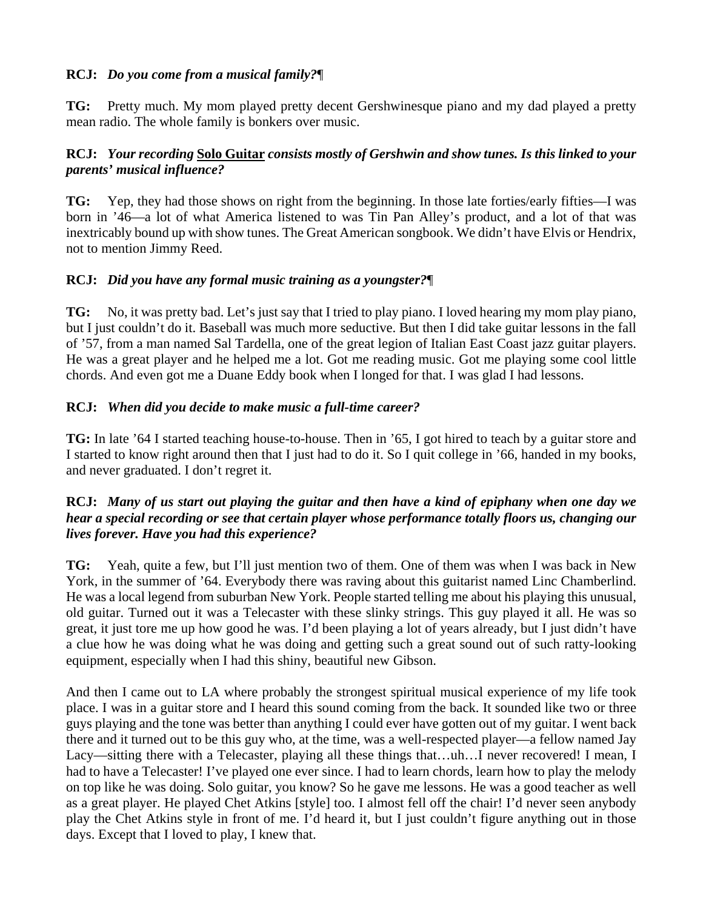**RCJ:** *Do you come from a musical family?*¶

**TG:** Pretty much. My mom played pretty decent Gershwinesque piano and my dad played a pretty mean radio. The whole family is bonkers over music.

**RCJ:** *Your recording* **Solo Guitar** *consists mostly of Gershwin and show tunes. Is this linked to your parents' musical influence?*

**TG:** Yep, they had those shows on right from the beginning. In those late forties/early fifties—I was born in '46—a lot of what America listened to was Tin Pan Alley's product, and a lot of that was inextricably bound up with show tunes. The Great American songbook. We didn't have Elvis or Hendrix, not to mention Jimmy Reed.

**RCJ:** *Did you have any formal music training as a youngster?*¶

**TG:** No, it was pretty bad. Let's just say that I tried to play piano. I loved hearing my mom play piano, but I just couldn't do it. Baseball was much more seductive. But then I did take guitar lessons in the fall of '57, from a man named Sal Tardella, one of the great legion of Italian East Coast jazz guitar players. He was a great player and he helped me a lot. Got me reading music. Got me playing some cool little chords. And even got me a Duane Eddy book when I longed for that. I was glad I had lessons.

**RCJ:** *When did you decide to make music a full-time career?*

**TG:** In late '64 I started teaching house-to-house. Then in '65, I got hired to teach by a guitar store and I started to know right around then that I just had to do it. So I quit college in '66, handed in my books, and never graduated. I don't regret it.

**RCJ:** *Many of us start out playing the guitar and then have a kind of epiphany when one day we hear a special recording or see that certain player whose performance totally floors us, changing our lives forever. Have you had this experience?*

**TG:** Yeah, quite a few, but I'll just mention two of them. One of them was when I was back in New York, in the summer of '64. Everybody there was raving about this guitarist named Linc Chamberlind. He was a local legend from suburban New York. People started telling me about his playing this unusual, old guitar. Turned out it was a Telecaster with these slinky strings. This guy played it all. He was so great, it just tore me up how good he was. I'd been playing a lot of years already, but I just didn't have a clue how he was doing what he was doing and getting such a great sound out of such ratty-looking equipment, especially when I had this shiny, beautiful new Gibson.

And then I came out to LA where probably the strongest spiritual musical experience of my life took place. I was in a guitar store and I heard this sound coming from the back. It sounded like two or three guys playing and the tone was better than anything I could ever have gotten out of my guitar. I went back there and it turned out to be this guy who, at the time, was a well-respected player—a fellow named Jay Lacy—sitting there with a Telecaster, playing all these things that…uh…I never recovered! I mean, I had to have a Telecaster! I've played one ever since. I had to learn chords, learn how to play the melody on top like he was doing. Solo guitar, you know? So he gave me lessons. He was a good teacher as well as a great player. He played Chet Atkins [style] too. I almost fell off the chair! I'd never seen anybody play the Chet Atkins style in front of me. I'd heard it, but I just couldn't figure anything out in those days. Except that I loved to play, I knew that.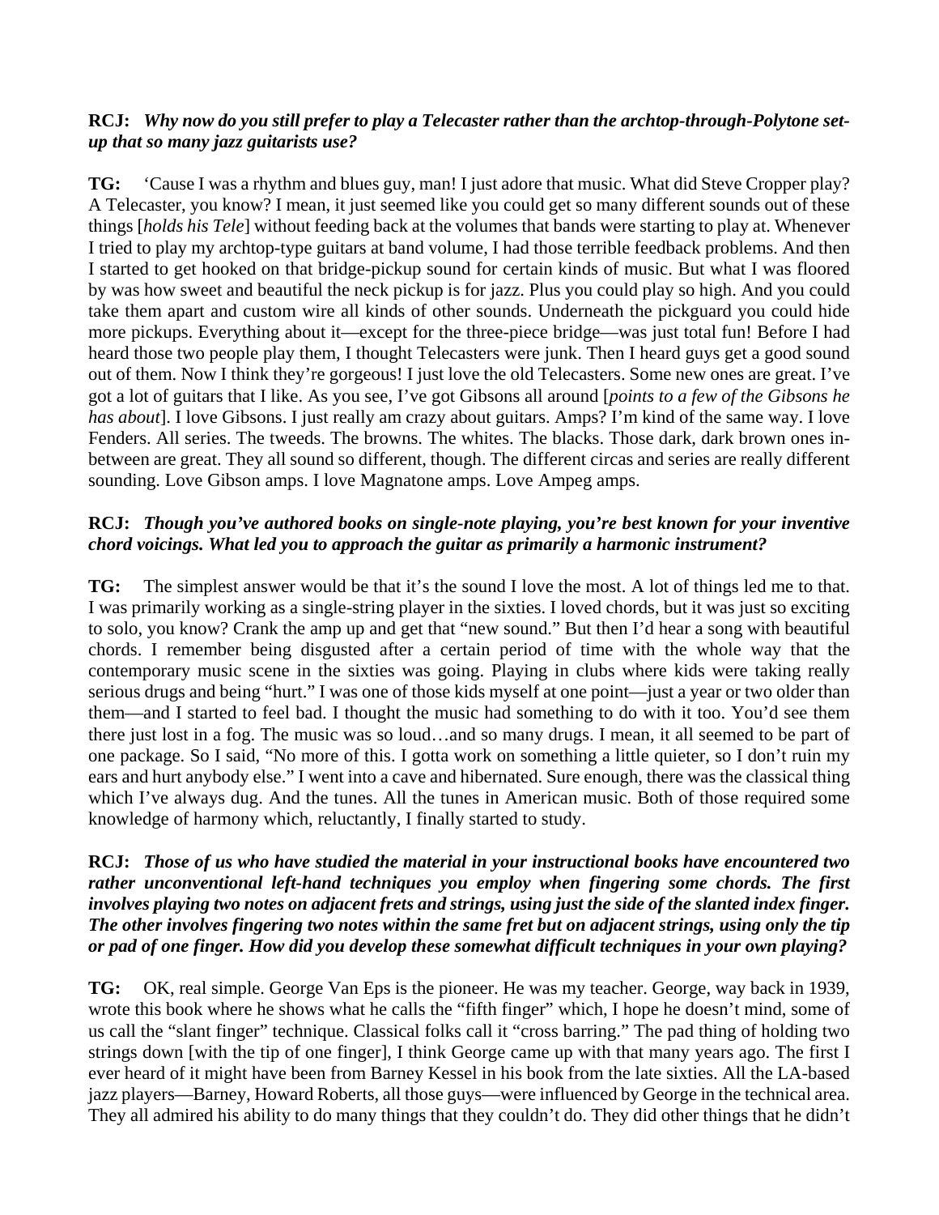**RCJ:** ***Why now do you still prefer to play a Telecaster rather than the archtop-through-Polytone set-up that so many jazz guitarists use?***

**TG:** 'Cause I was a rhythm and blues guy, man! I just adore that music. What did Steve Cropper play? A Telecaster, you know? I mean, it just seemed like you could get so many different sounds out of these things [*holds his Tele*] without feeding back at the volumes that bands were starting to play at. Whenever I tried to play my archtop-type guitars at band volume, I had those terrible feedback problems. And then I started to get hooked on that bridge-pickup sound for certain kinds of music. But what I was floored by was how sweet and beautiful the neck pickup is for jazz. Plus you could play so high. And you could take them apart and custom wire all kinds of other sounds. Underneath the pickguard you could hide more pickups. Everything about it—except for the three-piece bridge—was just total fun! Before I had heard those two people play them, I thought Telecasters were junk. Then I heard guys get a good sound out of them. Now I think they're gorgeous! I just love the old Telecasters. Some new ones are great. I've got a lot of guitars that I like. As you see, I've got Gibsons all around [*points to a few of the Gibsons he has about*]. I love Gibsons. I just really am crazy about guitars. Amps? I'm kind of the same way. I love Fenders. All series. The tweeds. The browns. The whites. The blacks. Those dark, dark brown ones in-between are great. They all sound so different, though. The different circas and series are really different sounding. Love Gibson amps. I love Magnatone amps. Love Ampeg amps.

**RCJ:** ***Though you've authored books on single-note playing, you're best known for your inventive chord voicings. What led you to approach the guitar as primarily a harmonic instrument?***

**TG:** The simplest answer would be that it's the sound I love the most. A lot of things led me to that. I was primarily working as a single-string player in the sixties. I loved chords, but it was just so exciting to solo, you know? Crank the amp up and get that "new sound." But then I'd hear a song with beautiful chords. I remember being disgusted after a certain period of time with the whole way that the contemporary music scene in the sixties was going. Playing in clubs where kids were taking really serious drugs and being "hurt." I was one of those kids myself at one point—just a year or two older than them—and I started to feel bad. I thought the music had something to do with it too. You'd see them there just lost in a fog. The music was so loud…and so many drugs. I mean, it all seemed to be part of one package. So I said, "No more of this. I gotta work on something a little quieter, so I don't ruin my ears and hurt anybody else." I went into a cave and hibernated. Sure enough, there was the classical thing which I've always dug. And the tunes. All the tunes in American music. Both of those required some knowledge of harmony which, reluctantly, I finally started to study.

**RCJ:** ***Those of us who have studied the material in your instructional books have encountered two rather unconventional left-hand techniques you employ when fingering some chords. The first involves playing two notes on adjacent frets and strings, using just the side of the slanted index finger. The other involves fingering two notes within the same fret but on adjacent strings, using only the tip or pad of one finger. How did you develop these somewhat difficult techniques in your own playing?***

**TG:** OK, real simple. George Van Eps is the pioneer. He was my teacher. George, way back in 1939, wrote this book where he shows what he calls the "fifth finger" which, I hope he doesn't mind, some of us call the "slant finger" technique. Classical folks call it "cross barring." The pad thing of holding two strings down [with the tip of one finger], I think George came up with that many years ago. The first I ever heard of it might have been from Barney Kessel in his book from the late sixties. All the LA-based jazz players—Barney, Howard Roberts, all those guys—were influenced by George in the technical area. They all admired his ability to do many things that they couldn't do. They did other things that he didn't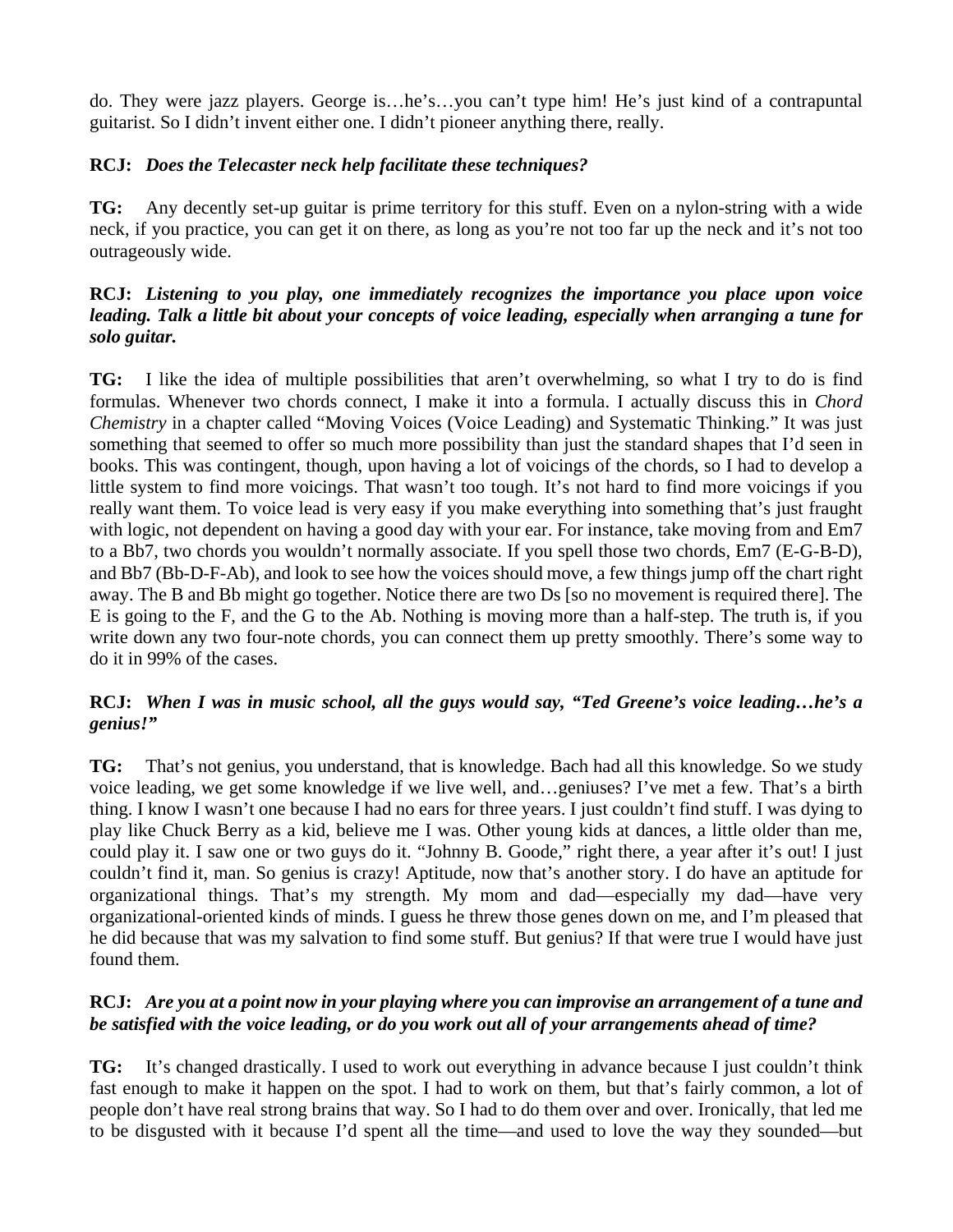do. They were jazz players. George is…he's…you can't type him! He's just kind of a contrapuntal guitarist. So I didn't invent either one. I didn't pioneer anything there, really.

**RCJ:** ***Does the Telecaster neck help facilitate these techniques?***

**TG:** Any decently set-up guitar is prime territory for this stuff. Even on a nylon-string with a wide neck, if you practice, you can get it on there, as long as you're not too far up the neck and it's not too outrageously wide.

**RCJ:** ***Listening to you play, one immediately recognizes the importance you place upon voice leading. Talk a little bit about your concepts of voice leading, especially when arranging a tune for solo guitar.***

**TG:** I like the idea of multiple possibilities that aren't overwhelming, so what I try to do is find formulas. Whenever two chords connect, I make it into a formula. I actually discuss this in *Chord Chemistry* in a chapter called "Moving Voices (Voice Leading) and Systematic Thinking." It was just something that seemed to offer so much more possibility than just the standard shapes that I'd seen in books. This was contingent, though, upon having a lot of voicings of the chords, so I had to develop a little system to find more voicings. That wasn't too tough. It's not hard to find more voicings if you really want them. To voice lead is very easy if you make everything into something that's just fraught with logic, not dependent on having a good day with your ear. For instance, take moving from and Em7 to a Bb7, two chords you wouldn't normally associate. If you spell those two chords, Em7 (E-G-B-D), and Bb7 (Bb-D-F-Ab), and look to see how the voices should move, a few things jump off the chart right away. The B and Bb might go together. Notice there are two Ds [so no movement is required there]. The E is going to the F, and the G to the Ab. Nothing is moving more than a half-step. The truth is, if you write down any two four-note chords, you can connect them up pretty smoothly. There's some way to do it in 99% of the cases.

**RCJ:** ***When I was in music school, all the guys would say, "Ted Greene's voice leading…he's a genius!"***

**TG:** That's not genius, you understand, that is knowledge. Bach had all this knowledge. So we study voice leading, we get some knowledge if we live well, and…geniuses? I've met a few. That's a birth thing. I know I wasn't one because I had no ears for three years. I just couldn't find stuff. I was dying to play like Chuck Berry as a kid, believe me I was. Other young kids at dances, a little older than me, could play it. I saw one or two guys do it. "Johnny B. Goode," right there, a year after it's out! I just couldn't find it, man. So genius is crazy! Aptitude, now that's another story. I do have an aptitude for organizational things. That's my strength. My mom and dad—especially my dad—have very organizational-oriented kinds of minds. I guess he threw those genes down on me, and I'm pleased that he did because that was my salvation to find some stuff. But genius? If that were true I would have just found them.

**RCJ:** ***Are you at a point now in your playing where you can improvise an arrangement of a tune and be satisfied with the voice leading, or do you work out all of your arrangements ahead of time?***

**TG:** It's changed drastically. I used to work out everything in advance because I just couldn't think fast enough to make it happen on the spot. I had to work on them, but that's fairly common, a lot of people don't have real strong brains that way. So I had to do them over and over. Ironically, that led me to be disgusted with it because I'd spent all the time—and used to love the way they sounded—but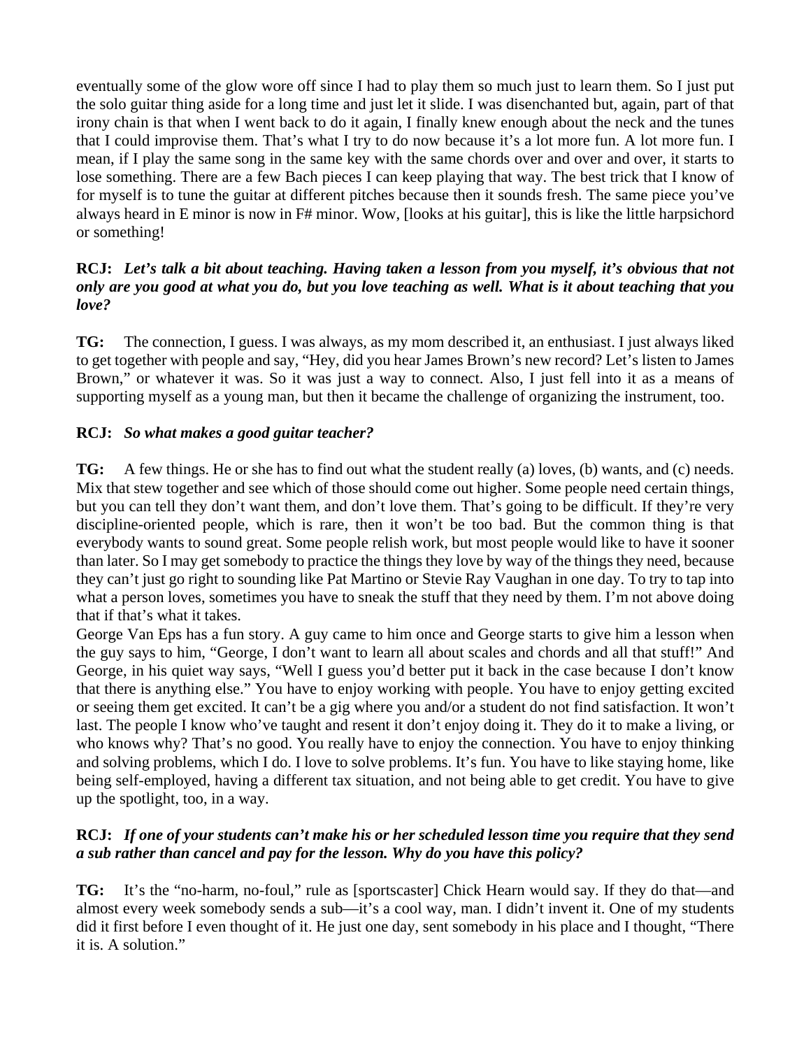eventually some of the glow wore off since I had to play them so much just to learn them. So I just put the solo guitar thing aside for a long time and just let it slide. I was disenchanted but, again, part of that irony chain is that when I went back to do it again, I finally knew enough about the neck and the tunes that I could improvise them. That's what I try to do now because it's a lot more fun. A lot more fun. I mean, if I play the same song in the same key with the same chords over and over and over, it starts to lose something. There are a few Bach pieces I can keep playing that way. The best trick that I know of for myself is to tune the guitar at different pitches because then it sounds fresh. The same piece you've always heard in E minor is now in F# minor. Wow, [looks at his guitar], this is like the little harpsichord or something!

**RCJ:** ***Let's talk a bit about teaching. Having taken a lesson from you myself, it's obvious that not only are you good at what you do, but you love teaching as well. What is it about teaching that you love?***

**TG:** The connection, I guess. I was always, as my mom described it, an enthusiast. I just always liked to get together with people and say, "Hey, did you hear James Brown's new record? Let's listen to James Brown," or whatever it was. So it was just a way to connect. Also, I just fell into it as a means of supporting myself as a young man, but then it became the challenge of organizing the instrument, too.

**RCJ:** ***So what makes a good guitar teacher?***

**TG:** A few things. He or she has to find out what the student really (a) loves, (b) wants, and (c) needs. Mix that stew together and see which of those should come out higher. Some people need certain things, but you can tell they don't want them, and don't love them. That's going to be difficult. If they're very discipline-oriented people, which is rare, then it won't be too bad. But the common thing is that everybody wants to sound great. Some people relish work, but most people would like to have it sooner than later. So I may get somebody to practice the things they love by way of the things they need, because they can't just go right to sounding like Pat Martino or Stevie Ray Vaughan in one day. To try to tap into what a person loves, sometimes you have to sneak the stuff that they need by them. I'm not above doing that if that's what it takes.

George Van Eps has a fun story. A guy came to him once and George starts to give him a lesson when the guy says to him, "George, I don't want to learn all about scales and chords and all that stuff!" And George, in his quiet way says, "Well I guess you'd better put it back in the case because I don't know that there is anything else." You have to enjoy working with people. You have to enjoy getting excited or seeing them get excited. It can't be a gig where you and/or a student do not find satisfaction. It won't last. The people I know who've taught and resent it don't enjoy doing it. They do it to make a living, or who knows why? That's no good. You really have to enjoy the connection. You have to enjoy thinking and solving problems, which I do. I love to solve problems. It's fun. You have to like staying home, like being self-employed, having a different tax situation, and not being able to get credit. You have to give up the spotlight, too, in a way.

**RCJ:** ***If one of your students can't make his or her scheduled lesson time you require that they send a sub rather than cancel and pay for the lesson. Why do you have this policy?***

**TG:** It's the "no-harm, no-foul," rule as [sportscaster] Chick Hearn would say. If they do that—and almost every week somebody sends a sub—it's a cool way, man. I didn't invent it. One of my students did it first before I even thought of it. He just one day, sent somebody in his place and I thought, "There it is. A solution."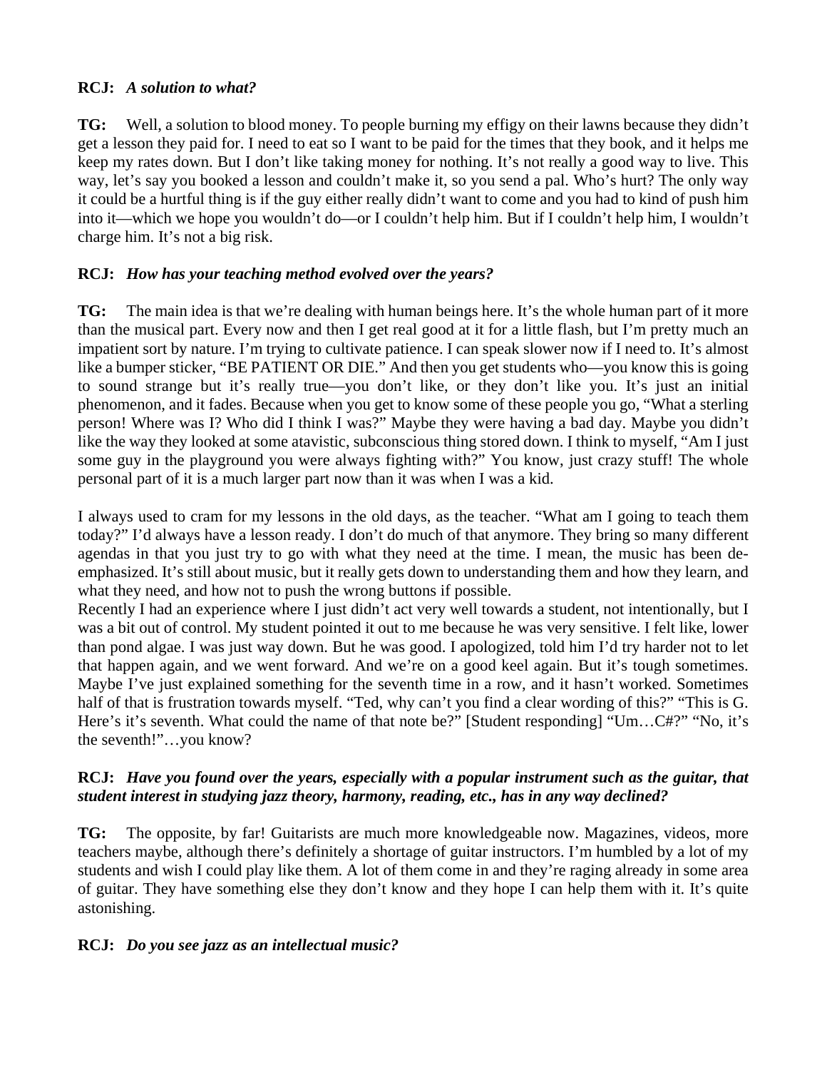**RCJ:** *A solution to what?*

**TG:** Well, a solution to blood money. To people burning my effigy on their lawns because they didn't get a lesson they paid for. I need to eat so I want to be paid for the times that they book, and it helps me keep my rates down. But I don't like taking money for nothing. It's not really a good way to live. This way, let's say you booked a lesson and couldn't make it, so you send a pal. Who's hurt? The only way it could be a hurtful thing is if the guy either really didn't want to come and you had to kind of push him into it—which we hope you wouldn't do—or I couldn't help him. But if I couldn't help him, I wouldn't charge him. It's not a big risk.

**RCJ:** *How has your teaching method evolved over the years?*

**TG:** The main idea is that we're dealing with human beings here. It's the whole human part of it more than the musical part. Every now and then I get real good at it for a little flash, but I'm pretty much an impatient sort by nature. I'm trying to cultivate patience. I can speak slower now if I need to. It's almost like a bumper sticker, "BE PATIENT OR DIE." And then you get students who—you know this is going to sound strange but it's really true—you don't like, or they don't like you. It's just an initial phenomenon, and it fades. Because when you get to know some of these people you go, "What a sterling person! Where was I? Who did I think I was?" Maybe they were having a bad day. Maybe you didn't like the way they looked at some atavistic, subconscious thing stored down. I think to myself, "Am I just some guy in the playground you were always fighting with?" You know, just crazy stuff! The whole personal part of it is a much larger part now than it was when I was a kid.

I always used to cram for my lessons in the old days, as the teacher. "What am I going to teach them today?" I'd always have a lesson ready. I don't do much of that anymore. They bring so many different agendas in that you just try to go with what they need at the time. I mean, the music has been de-emphasized. It's still about music, but it really gets down to understanding them and how they learn, and what they need, and how not to push the wrong buttons if possible.

Recently I had an experience where I just didn't act very well towards a student, not intentionally, but I was a bit out of control. My student pointed it out to me because he was very sensitive. I felt like, lower than pond algae. I was just way down. But he was good. I apologized, told him I'd try harder not to let that happen again, and we went forward. And we're on a good keel again. But it's tough sometimes. Maybe I've just explained something for the seventh time in a row, and it hasn't worked. Sometimes half of that is frustration towards myself. "Ted, why can't you find a clear wording of this?" "This is G. Here's it's seventh. What could the name of that note be?" [Student responding] "Um…C#?" "No, it's the seventh!"…you know?

**RCJ:** ***Have you found over the years, especially with a popular instrument such as the guitar, that student interest in studying jazz theory, harmony, reading, etc., has in any way declined?***

**TG:** The opposite, by far! Guitarists are much more knowledgeable now. Magazines, videos, more teachers maybe, although there's definitely a shortage of guitar instructors. I'm humbled by a lot of my students and wish I could play like them. A lot of them come in and they're raging already in some area of guitar. They have something else they don't know and they hope I can help them with it. It's quite astonishing.

**RCJ:** *Do you see jazz as an intellectual music?*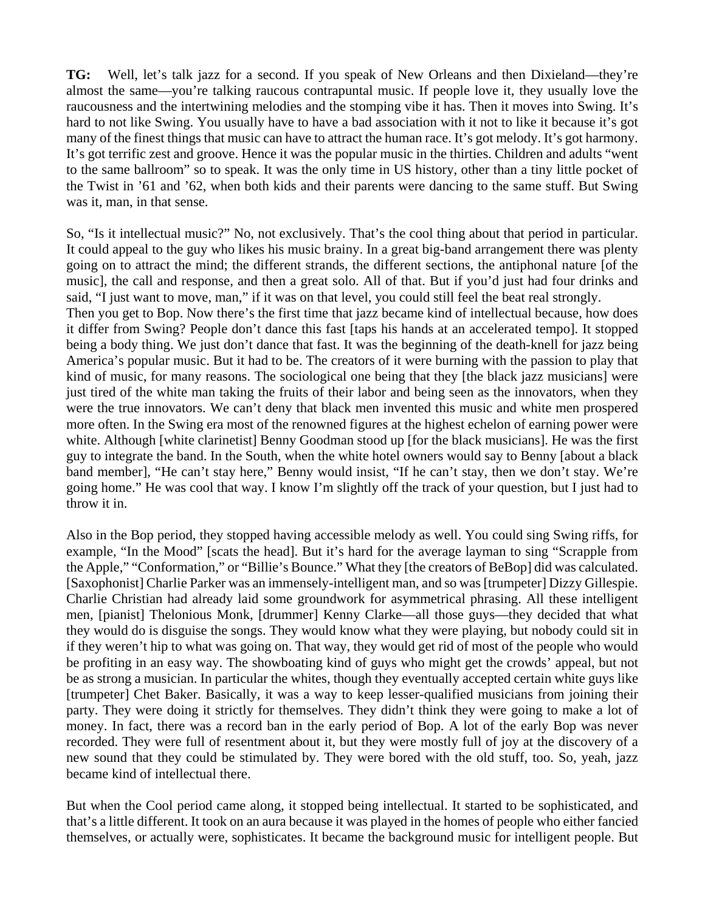**TG:** Well, let's talk jazz for a second. If you speak of New Orleans and then Dixieland—they're almost the same—you're talking raucous contrapuntal music. If people love it, they usually love the raucousness and the intertwining melodies and the stomping vibe it has. Then it moves into Swing. It's hard to not like Swing. You usually have to have a bad association with it not to like it because it's got many of the finest things that music can have to attract the human race. It's got melody. It's got harmony. It's got terrific zest and groove. Hence it was the popular music in the thirties. Children and adults "went to the same ballroom" so to speak. It was the only time in US history, other than a tiny little pocket of the Twist in '61 and '62, when both kids and their parents were dancing to the same stuff. But Swing was it, man, in that sense.

So, "Is it intellectual music?" No, not exclusively. That's the cool thing about that period in particular. It could appeal to the guy who likes his music brainy. In a great big-band arrangement there was plenty going on to attract the mind; the different strands, the different sections, the antiphonal nature [of the music], the call and response, and then a great solo. All of that. But if you'd just had four drinks and said, "I just want to move, man," if it was on that level, you could still feel the beat real strongly.

Then you get to Bop. Now there's the first time that jazz became kind of intellectual because, how does it differ from Swing? People don't dance this fast [taps his hands at an accelerated tempo]. It stopped being a body thing. We just don't dance that fast. It was the beginning of the death-knell for jazz being America's popular music. But it had to be. The creators of it were burning with the passion to play that kind of music, for many reasons. The sociological one being that they [the black jazz musicians] were just tired of the white man taking the fruits of their labor and being seen as the innovators, when they were the true innovators. We can't deny that black men invented this music and white men prospered more often. In the Swing era most of the renowned figures at the highest echelon of earning power were white. Although [white clarinetist] Benny Goodman stood up [for the black musicians]. He was the first guy to integrate the band. In the South, when the white hotel owners would say to Benny [about a black band member], "He can't stay here," Benny would insist, "If he can't stay, then we don't stay. We're going home." He was cool that way. I know I'm slightly off the track of your question, but I just had to throw it in.

Also in the Bop period, they stopped having accessible melody as well. You could sing Swing riffs, for example, "In the Mood" [scats the head]. But it's hard for the average layman to sing "Scrapple from the Apple," "Conformation," or "Billie's Bounce." What they [the creators of BeBop] did was calculated. [Saxophonist] Charlie Parker was an immensely-intelligent man, and so was [trumpeter] Dizzy Gillespie. Charlie Christian had already laid some groundwork for asymmetrical phrasing. All these intelligent men, [pianist] Thelonious Monk, [drummer] Kenny Clarke—all those guys—they decided that what they would do is disguise the songs. They would know what they were playing, but nobody could sit in if they weren't hip to what was going on. That way, they would get rid of most of the people who would be profiting in an easy way. The showboating kind of guys who might get the crowds' appeal, but not be as strong a musician. In particular the whites, though they eventually accepted certain white guys like [trumpeter] Chet Baker. Basically, it was a way to keep lesser-qualified musicians from joining their party. They were doing it strictly for themselves. They didn't think they were going to make a lot of money. In fact, there was a record ban in the early period of Bop. A lot of the early Bop was never recorded. They were full of resentment about it, but they were mostly full of joy at the discovery of a new sound that they could be stimulated by. They were bored with the old stuff, too. So, yeah, jazz became kind of intellectual there.

But when the Cool period came along, it stopped being intellectual. It started to be sophisticated, and that's a little different. It took on an aura because it was played in the homes of people who either fancied themselves, or actually were, sophisticates. It became the background music for intelligent people. But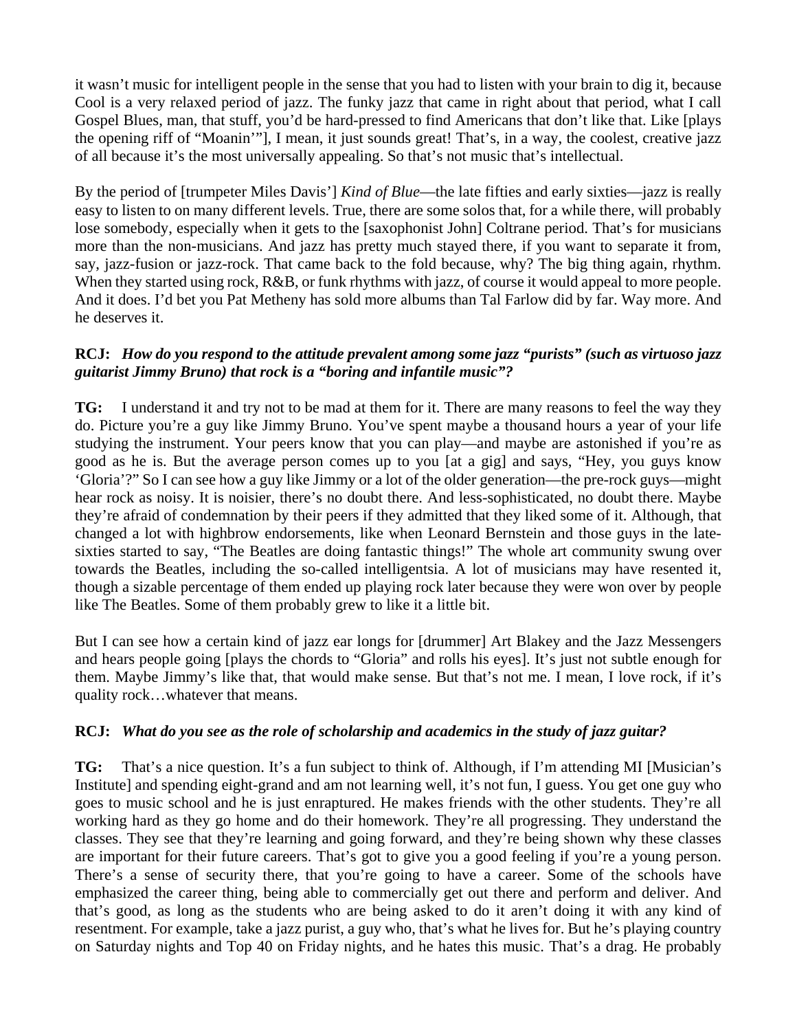it wasn't music for intelligent people in the sense that you had to listen with your brain to dig it, because Cool is a very relaxed period of jazz. The funky jazz that came in right about that period, what I call Gospel Blues, man, that stuff, you'd be hard-pressed to find Americans that don't like that. Like [plays the opening riff of "Moanin'"], I mean, it just sounds great! That's, in a way, the coolest, creative jazz of all because it's the most universally appealing. So that's not music that's intellectual.

By the period of [trumpeter Miles Davis'] *Kind of Blue*—the late fifties and early sixties—jazz is really easy to listen to on many different levels. True, there are some solos that, for a while there, will probably lose somebody, especially when it gets to the [saxophonist John] Coltrane period. That's for musicians more than the non-musicians. And jazz has pretty much stayed there, if you want to separate it from, say, jazz-fusion or jazz-rock. That came back to the fold because, why? The big thing again, rhythm. When they started using rock, R&B, or funk rhythms with jazz, of course it would appeal to more people. And it does. I'd bet you Pat Metheny has sold more albums than Tal Farlow did by far. Way more. And he deserves it.

**RCJ:** ***How do you respond to the attitude prevalent among some jazz "purists" (such as virtuoso jazz guitarist Jimmy Bruno) that rock is a "boring and infantile music"?***

**TG:** I understand it and try not to be mad at them for it. There are many reasons to feel the way they do. Picture you're a guy like Jimmy Bruno. You've spent maybe a thousand hours a year of your life studying the instrument. Your peers know that you can play—and maybe are astonished if you're as good as he is. But the average person comes up to you [at a gig] and says, "Hey, you guys know 'Gloria'?" So I can see how a guy like Jimmy or a lot of the older generation—the pre-rock guys—might hear rock as noisy. It is noisier, there's no doubt there. And less-sophisticated, no doubt there. Maybe they're afraid of condemnation by their peers if they admitted that they liked some of it. Although, that changed a lot with highbrow endorsements, like when Leonard Bernstein and those guys in the late-sixties started to say, "The Beatles are doing fantastic things!" The whole art community swung over towards the Beatles, including the so-called intelligentsia. A lot of musicians may have resented it, though a sizable percentage of them ended up playing rock later because they were won over by people like The Beatles. Some of them probably grew to like it a little bit.

But I can see how a certain kind of jazz ear longs for [drummer] Art Blakey and the Jazz Messengers and hears people going [plays the chords to "Gloria" and rolls his eyes]. It's just not subtle enough for them. Maybe Jimmy's like that, that would make sense. But that's not me. I mean, I love rock, if it's quality rock…whatever that means.

**RCJ:** ***What do you see as the role of scholarship and academics in the study of jazz guitar?***

**TG:** That's a nice question. It's a fun subject to think of. Although, if I'm attending MI [Musician's Institute] and spending eight-grand and am not learning well, it's not fun, I guess. You get one guy who goes to music school and he is just enraptured. He makes friends with the other students. They're all working hard as they go home and do their homework. They're all progressing. They understand the classes. They see that they're learning and going forward, and they're being shown why these classes are important for their future careers. That's got to give you a good feeling if you're a young person. There's a sense of security there, that you're going to have a career. Some of the schools have emphasized the career thing, being able to commercially get out there and perform and deliver. And that's good, as long as the students who are being asked to do it aren't doing it with any kind of resentment. For example, take a jazz purist, a guy who, that's what he lives for. But he's playing country on Saturday nights and Top 40 on Friday nights, and he hates this music. That's a drag. He probably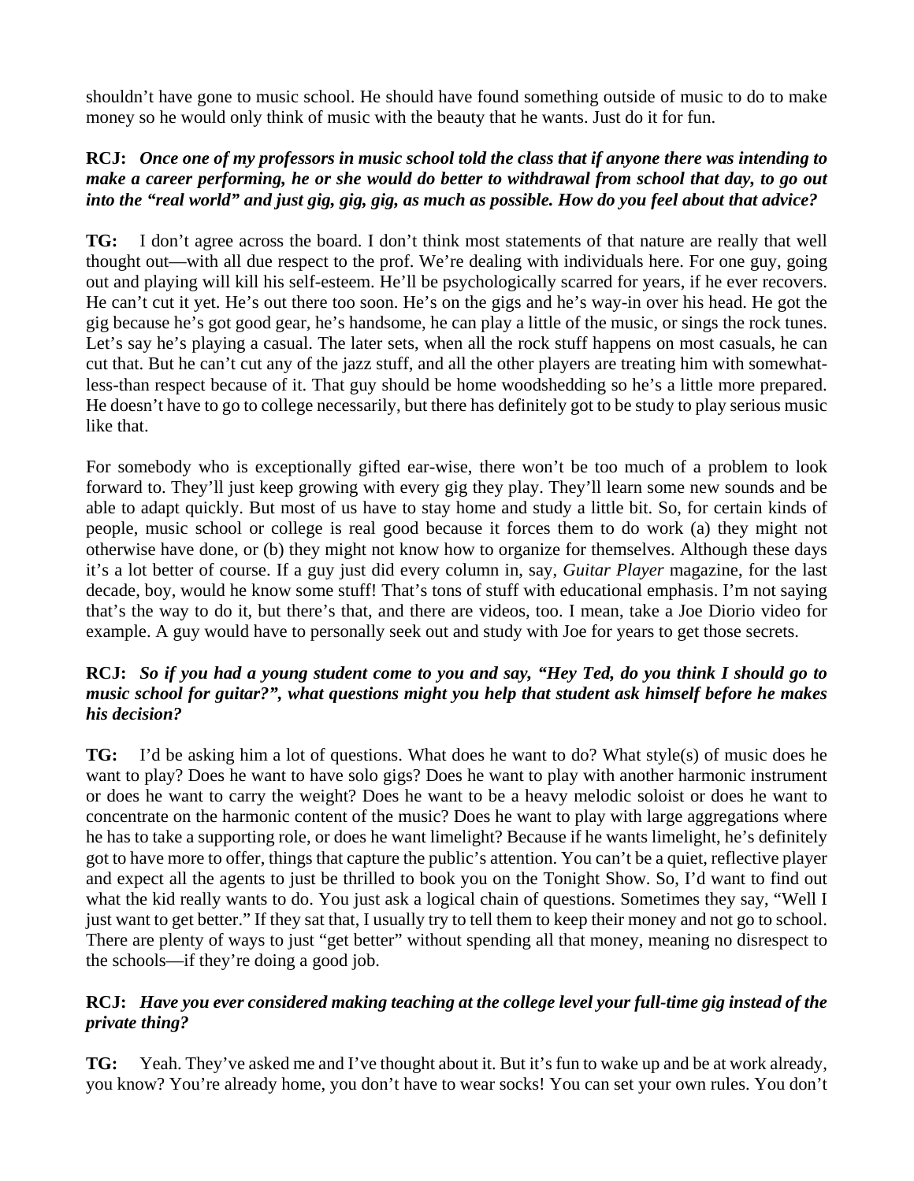shouldn't have gone to music school. He should have found something outside of music to do to make money so he would only think of music with the beauty that he wants. Just do it for fun.

**RCJ:** ***Once one of my professors in music school told the class that if anyone there was intending to make a career performing, he or she would do better to withdrawal from school that day, to go out into the "real world" and just gig, gig, gig, as much as possible. How do you feel about that advice?***

**TG:** I don't agree across the board. I don't think most statements of that nature are really that well thought out—with all due respect to the prof. We're dealing with individuals here. For one guy, going out and playing will kill his self-esteem. He'll be psychologically scarred for years, if he ever recovers. He can't cut it yet. He's out there too soon. He's on the gigs and he's way-in over his head. He got the gig because he's got good gear, he's handsome, he can play a little of the music, or sings the rock tunes. Let's say he's playing a casual. The later sets, when all the rock stuff happens on most casuals, he can cut that. But he can't cut any of the jazz stuff, and all the other players are treating him with somewhat-less-than respect because of it. That guy should be home woodshedding so he's a little more prepared. He doesn't have to go to college necessarily, but there has definitely got to be study to play serious music like that.

For somebody who is exceptionally gifted ear-wise, there won't be too much of a problem to look forward to. They'll just keep growing with every gig they play. They'll learn some new sounds and be able to adapt quickly. But most of us have to stay home and study a little bit. So, for certain kinds of people, music school or college is real good because it forces them to do work (a) they might not otherwise have done, or (b) they might not know how to organize for themselves. Although these days it's a lot better of course. If a guy just did every column in, say, *Guitar Player* magazine, for the last decade, boy, would he know some stuff! That's tons of stuff with educational emphasis. I'm not saying that's the way to do it, but there's that, and there are videos, too. I mean, take a Joe Diorio video for example. A guy would have to personally seek out and study with Joe for years to get those secrets.

**RCJ:** ***So if you had a young student come to you and say, "Hey Ted, do you think I should go to music school for guitar?", what questions might you help that student ask himself before he makes his decision?***

**TG:** I'd be asking him a lot of questions. What does he want to do? What style(s) of music does he want to play? Does he want to have solo gigs? Does he want to play with another harmonic instrument or does he want to carry the weight? Does he want to be a heavy melodic soloist or does he want to concentrate on the harmonic content of the music? Does he want to play with large aggregations where he has to take a supporting role, or does he want limelight? Because if he wants limelight, he's definitely got to have more to offer, things that capture the public's attention. You can't be a quiet, reflective player and expect all the agents to just be thrilled to book you on the Tonight Show. So, I'd want to find out what the kid really wants to do. You just ask a logical chain of questions. Sometimes they say, "Well I just want to get better." If they sat that, I usually try to tell them to keep their money and not go to school. There are plenty of ways to just "get better" without spending all that money, meaning no disrespect to the schools—if they're doing a good job.

**RCJ:** ***Have you ever considered making teaching at the college level your full-time gig instead of the private thing?***

**TG:** Yeah. They've asked me and I've thought about it. But it's fun to wake up and be at work already, you know? You're already home, you don't have to wear socks! You can set your own rules. You don't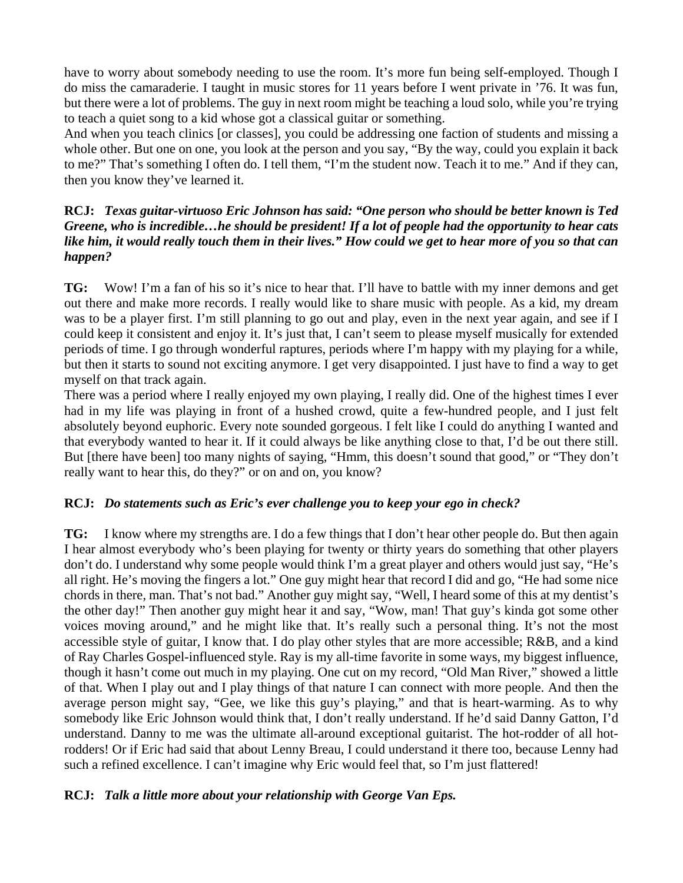have to worry about somebody needing to use the room. It's more fun being self-employed. Though I do miss the camaraderie. I taught in music stores for 11 years before I went private in '76. It was fun, but there were a lot of problems. The guy in next room might be teaching a loud solo, while you're trying to teach a quiet song to a kid whose got a classical guitar or something.

And when you teach clinics [or classes], you could be addressing one faction of students and missing a whole other. But one on one, you look at the person and you say, "By the way, could you explain it back to me?" That's something I often do. I tell them, "I'm the student now. Teach it to me." And if they can, then you know they've learned it.

**RCJ:** ***Texas guitar-virtuoso Eric Johnson has said: "One person who should be better known is Ted Greene, who is incredible…he should be president! If a lot of people had the opportunity to hear cats like him, it would really touch them in their lives." How could we get to hear more of you so that can happen?***

**TG:** Wow! I'm a fan of his so it's nice to hear that. I'll have to battle with my inner demons and get out there and make more records. I really would like to share music with people. As a kid, my dream was to be a player first. I'm still planning to go out and play, even in the next year again, and see if I could keep it consistent and enjoy it. It's just that, I can't seem to please myself musically for extended periods of time. I go through wonderful raptures, periods where I'm happy with my playing for a while, but then it starts to sound not exciting anymore. I get very disappointed. I just have to find a way to get myself on that track again.

There was a period where I really enjoyed my own playing, I really did. One of the highest times I ever had in my life was playing in front of a hushed crowd, quite a few-hundred people, and I just felt absolutely beyond euphoric. Every note sounded gorgeous. I felt like I could do anything I wanted and that everybody wanted to hear it. If it could always be like anything close to that, I'd be out there still. But [there have been] too many nights of saying, "Hmm, this doesn't sound that good," or "They don't really want to hear this, do they?" or on and on, you know?

**RCJ:** ***Do statements such as Eric's ever challenge you to keep your ego in check?***

**TG:** I know where my strengths are. I do a few things that I don't hear other people do. But then again I hear almost everybody who's been playing for twenty or thirty years do something that other players don't do. I understand why some people would think I'm a great player and others would just say, "He's all right. He's moving the fingers a lot." One guy might hear that record I did and go, "He had some nice chords in there, man. That's not bad." Another guy might say, "Well, I heard some of this at my dentist's the other day!" Then another guy might hear it and say, "Wow, man! That guy's kinda got some other voices moving around," and he might like that. It's really such a personal thing. It's not the most accessible style of guitar, I know that. I do play other styles that are more accessible; R&B, and a kind of Ray Charles Gospel-influenced style. Ray is my all-time favorite in some ways, my biggest influence, though it hasn't come out much in my playing. One cut on my record, "Old Man River," showed a little of that. When I play out and I play things of that nature I can connect with more people. And then the average person might say, "Gee, we like this guy's playing," and that is heart-warming. As to why somebody like Eric Johnson would think that, I don't really understand. If he'd said Danny Gatton, I'd understand. Danny to me was the ultimate all-around exceptional guitarist. The hot-rodder of all hot-rodders! Or if Eric had said that about Lenny Breau, I could understand it there too, because Lenny had such a refined excellence. I can't imagine why Eric would feel that, so I'm just flattered!

**RCJ:** ***Talk a little more about your relationship with George Van Eps.***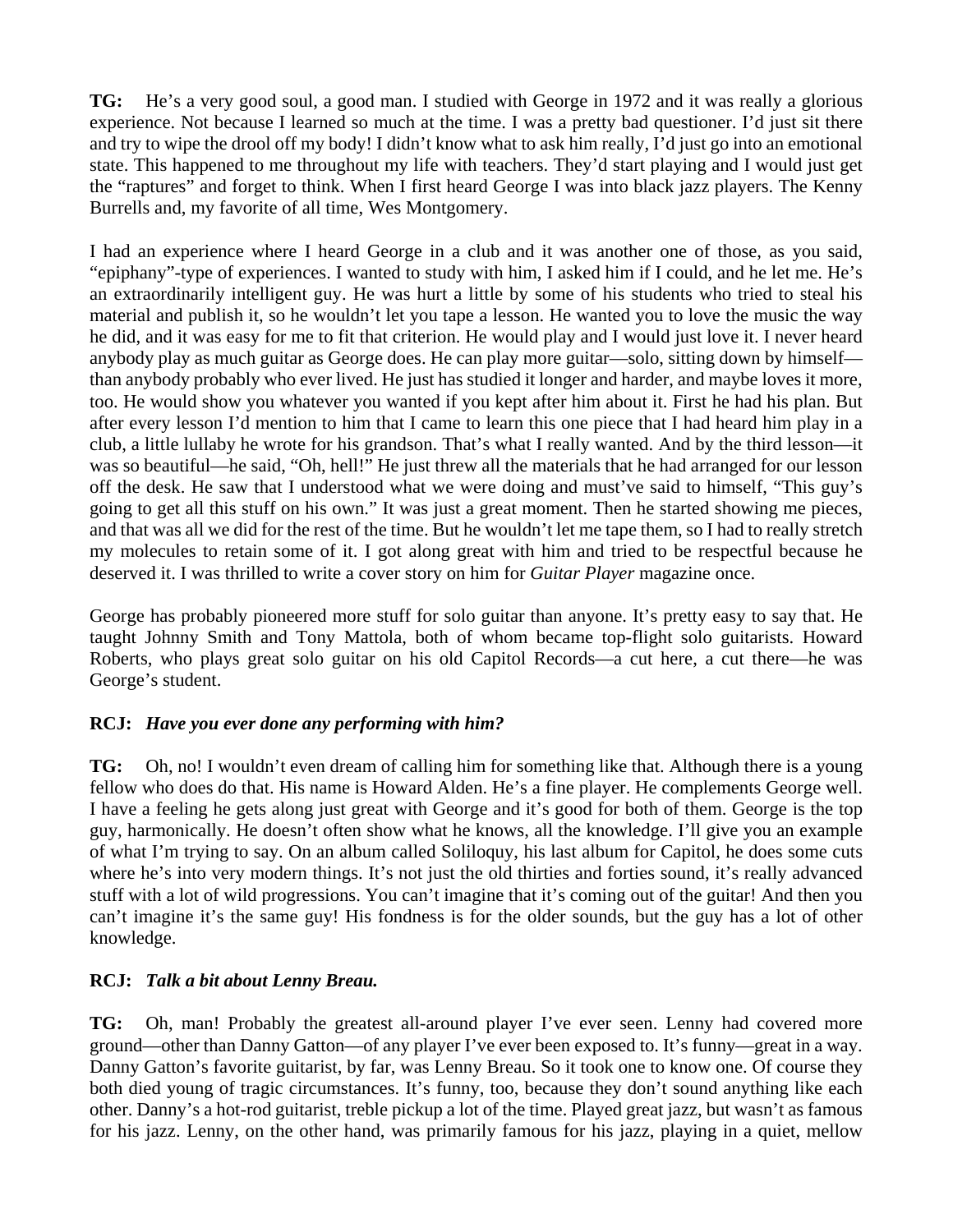**TG:** He's a very good soul, a good man. I studied with George in 1972 and it was really a glorious experience. Not because I learned so much at the time. I was a pretty bad questioner. I'd just sit there and try to wipe the drool off my body! I didn't know what to ask him really, I'd just go into an emotional state. This happened to me throughout my life with teachers. They'd start playing and I would just get the "raptures" and forget to think. When I first heard George I was into black jazz players. The Kenny Burrells and, my favorite of all time, Wes Montgomery.

I had an experience where I heard George in a club and it was another one of those, as you said, "epiphany"-type of experiences. I wanted to study with him, I asked him if I could, and he let me. He's an extraordinarily intelligent guy. He was hurt a little by some of his students who tried to steal his material and publish it, so he wouldn't let you tape a lesson. He wanted you to love the music the way he did, and it was easy for me to fit that criterion. He would play and I would just love it. I never heard anybody play as much guitar as George does. He can play more guitar—solo, sitting down by himself—than anybody probably who ever lived. He just has studied it longer and harder, and maybe loves it more, too. He would show you whatever you wanted if you kept after him about it. First he had his plan. But after every lesson I'd mention to him that I came to learn this one piece that I had heard him play in a club, a little lullaby he wrote for his grandson. That's what I really wanted. And by the third lesson—it was so beautiful—he said, "Oh, hell!" He just threw all the materials that he had arranged for our lesson off the desk. He saw that I understood what we were doing and must've said to himself, "This guy's going to get all this stuff on his own." It was just a great moment. Then he started showing me pieces, and that was all we did for the rest of the time. But he wouldn't let me tape them, so I had to really stretch my molecules to retain some of it. I got along great with him and tried to be respectful because he deserved it. I was thrilled to write a cover story on him for *Guitar Player* magazine once.

George has probably pioneered more stuff for solo guitar than anyone. It's pretty easy to say that. He taught Johnny Smith and Tony Mattola, both of whom became top-flight solo guitarists. Howard Roberts, who plays great solo guitar on his old Capitol Records—a cut here, a cut there—he was George's student.

**RCJ:** ***Have you ever done any performing with him?***

**TG:** Oh, no! I wouldn't even dream of calling him for something like that. Although there is a young fellow who does do that. His name is Howard Alden. He's a fine player. He complements George well. I have a feeling he gets along just great with George and it's good for both of them. George is the top guy, harmonically. He doesn't often show what he knows, all the knowledge. I'll give you an example of what I'm trying to say. On an album called Soliloquy, his last album for Capitol, he does some cuts where he's into very modern things. It's not just the old thirties and forties sound, it's really advanced stuff with a lot of wild progressions. You can't imagine that it's coming out of the guitar! And then you can't imagine it's the same guy! His fondness is for the older sounds, but the guy has a lot of other knowledge.

**RCJ:** ***Talk a bit about Lenny Breau.***

**TG:** Oh, man! Probably the greatest all-around player I've ever seen. Lenny had covered more ground—other than Danny Gatton—of any player I've ever been exposed to. It's funny—great in a way. Danny Gatton's favorite guitarist, by far, was Lenny Breau. So it took one to know one. Of course they both died young of tragic circumstances. It's funny, too, because they don't sound anything like each other. Danny's a hot-rod guitarist, treble pickup a lot of the time. Played great jazz, but wasn't as famous for his jazz. Lenny, on the other hand, was primarily famous for his jazz, playing in a quiet, mellow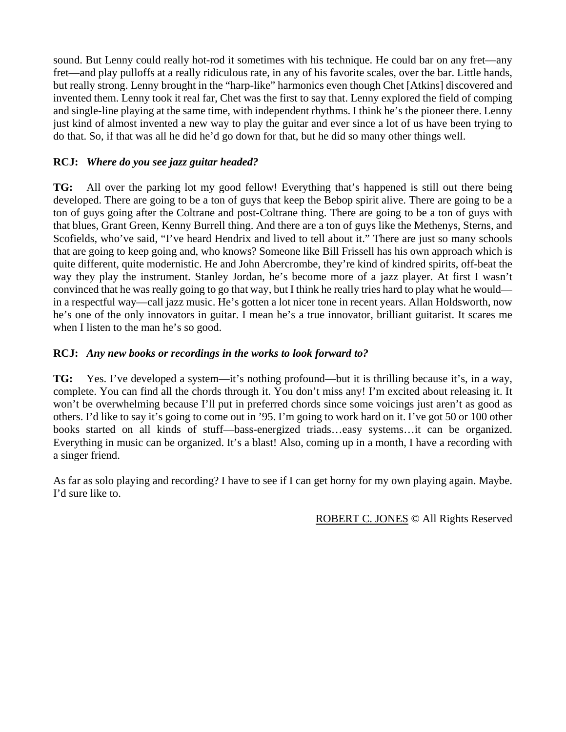sound. But Lenny could really hot-rod it sometimes with his technique. He could bar on any fret—any fret—and play pulloffs at a really ridiculous rate, in any of his favorite scales, over the bar. Little hands, but really strong. Lenny brought in the "harp-like" harmonics even though Chet [Atkins] discovered and invented them. Lenny took it real far, Chet was the first to say that. Lenny explored the field of comping and single-line playing at the same time, with independent rhythms. I think he's the pioneer there. Lenny just kind of almost invented a new way to play the guitar and ever since a lot of us have been trying to do that. So, if that was all he did he'd go down for that, but he did so many other things well.

**RCJ:** ***Where do you see jazz guitar headed?***

**TG:** All over the parking lot my good fellow! Everything that's happened is still out there being developed. There are going to be a ton of guys that keep the Bebop spirit alive. There are going to be a ton of guys going after the Coltrane and post-Coltrane thing. There are going to be a ton of guys with that blues, Grant Green, Kenny Burrell thing. And there are a ton of guys like the Methenys, Sterns, and Scofields, who've said, "I've heard Hendrix and lived to tell about it." There are just so many schools that are going to keep going and, who knows? Someone like Bill Frissell has his own approach which is quite different, quite modernistic. He and John Abercrombe, they're kind of kindred spirits, off-beat the way they play the instrument. Stanley Jordan, he's become more of a jazz player. At first I wasn't convinced that he was really going to go that way, but I think he really tries hard to play what he would—in a respectful way—call jazz music. He's gotten a lot nicer tone in recent years. Allan Holdsworth, now he's one of the only innovators in guitar. I mean he's a true innovator, brilliant guitarist. It scares me when I listen to the man he's so good.

**RCJ:** ***Any new books or recordings in the works to look forward to?***

**TG:** Yes. I've developed a system—it's nothing profound—but it is thrilling because it's, in a way, complete. You can find all the chords through it. You don't miss any! I'm excited about releasing it. It won't be overwhelming because I'll put in preferred chords since some voicings just aren't as good as others. I'd like to say it's going to come out in '95. I'm going to work hard on it. I've got 50 or 100 other books started on all kinds of stuff—bass-energized triads…easy systems…it can be organized. Everything in music can be organized. It's a blast! Also, coming up in a month, I have a recording with a singer friend.

As far as solo playing and recording? I have to see if I can get horny for my own playing again. Maybe. I'd sure like to.

ROBERT C. JONES © All Rights Reserved